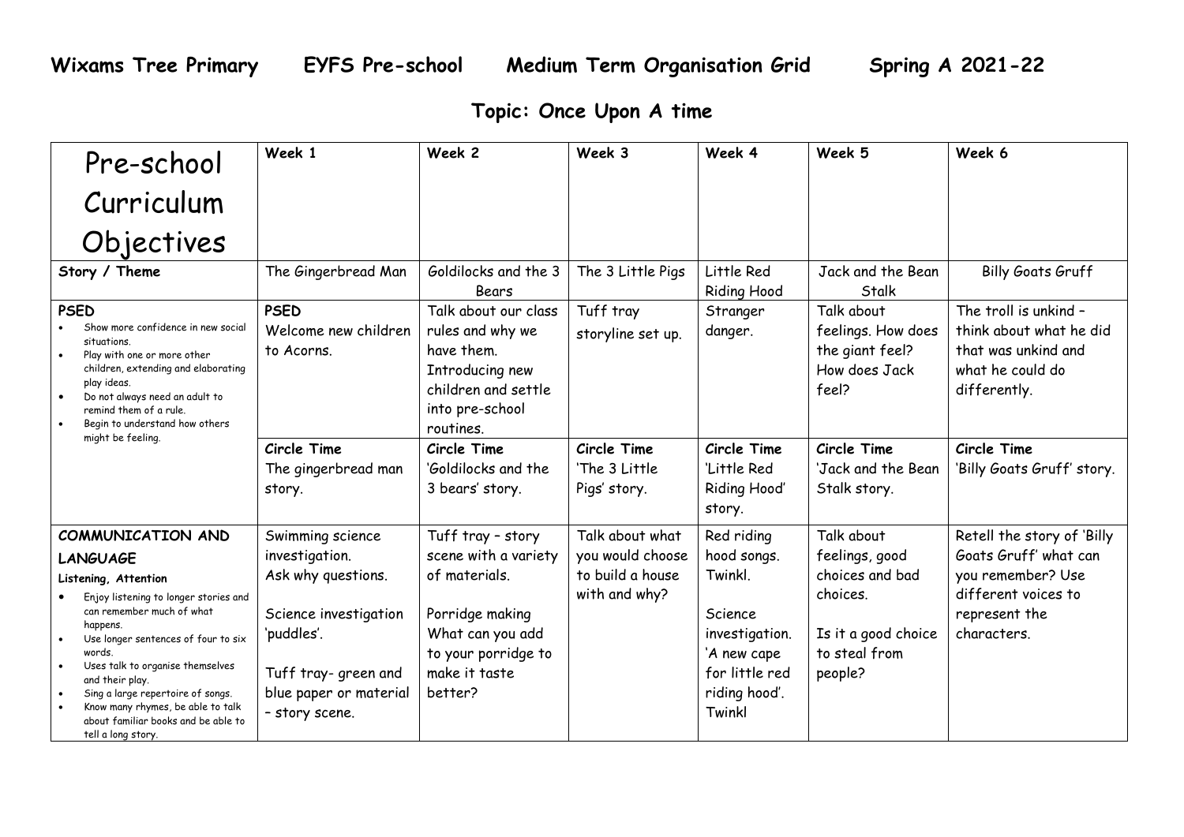# Wixams Tree Primary EYFS Pre-school Medium Term Organisation Grid Spring A 2021-22

## Topic: Once Upon A time

| Pre-school Curriculum Objectives | Week 1 | Week 2 | Week 3 | Week 4 | Week 5 | Week 6 |
|---|---|---|---|---|---|---|
| **Story / Theme** | The Gingerbread Man | Goldilocks and the 3 Bears | The 3 Little Pigs | Little Red Riding Hood | Jack and the Bean Stalk | Billy Goats Gruff |
| **PSED**<br>• Show more confidence in new social situations.<br>• Play with one or more other children, extending and elaborating play ideas.<br>• Do not always need an adult to remind them of a rule.<br>• Begin to understand how others might be feeling. | **PSED**<br>Welcome new children to Acorns. | Talk about our class rules and why we have them.<br>Introducing new children and settle into pre-school routines. | Tuff tray storyline set up. | Stranger danger. | Talk about feelings. How does the giant feel? How does Jack feel? | The troll is unkind – think about what he did that was unkind and what he could do differently. |
| | **Circle Time**<br>The gingerbread man story. | **Circle Time**<br>'Goldilocks and the 3 bears' story. | **Circle Time**<br>'The 3 Little Pigs' story. | **Circle Time**<br>'Little Red Riding Hood' story. | **Circle Time**<br>'Jack and the Bean Stalk story. | **Circle Time**<br>'Billy Goats Gruff' story. |
| **COMMUNICATION AND LANGUAGE**<br>**Listening, Attention**<br>• Enjoy listening to longer stories and can remember much of what happens.<br>• Use longer sentences of four to six words.<br>• Uses talk to organise themselves and their play.<br>• Sing a large repertoire of songs.<br>• Know many rhymes, be able to talk about familiar books and be able to tell a long story. | Swimming science investigation.<br>Ask why questions.<br><br>Science investigation 'puddles'.<br><br>Tuff tray- green and blue paper or material – story scene. | Tuff tray – story scene with a variety of materials.<br><br>Porridge making<br>What can you add to your porridge to make it taste better? | Talk about what you would choose to build a house with and why? | Red riding hood songs. Twinkl.<br><br>Science investigation. 'A new cape for little red riding hood'. Twinkl | Talk about feelings, good choices and bad choices.<br><br>Is it a good choice to steal from people? | Retell the story of 'Billy Goats Gruff' what can you remember? Use different voices to represent the characters. |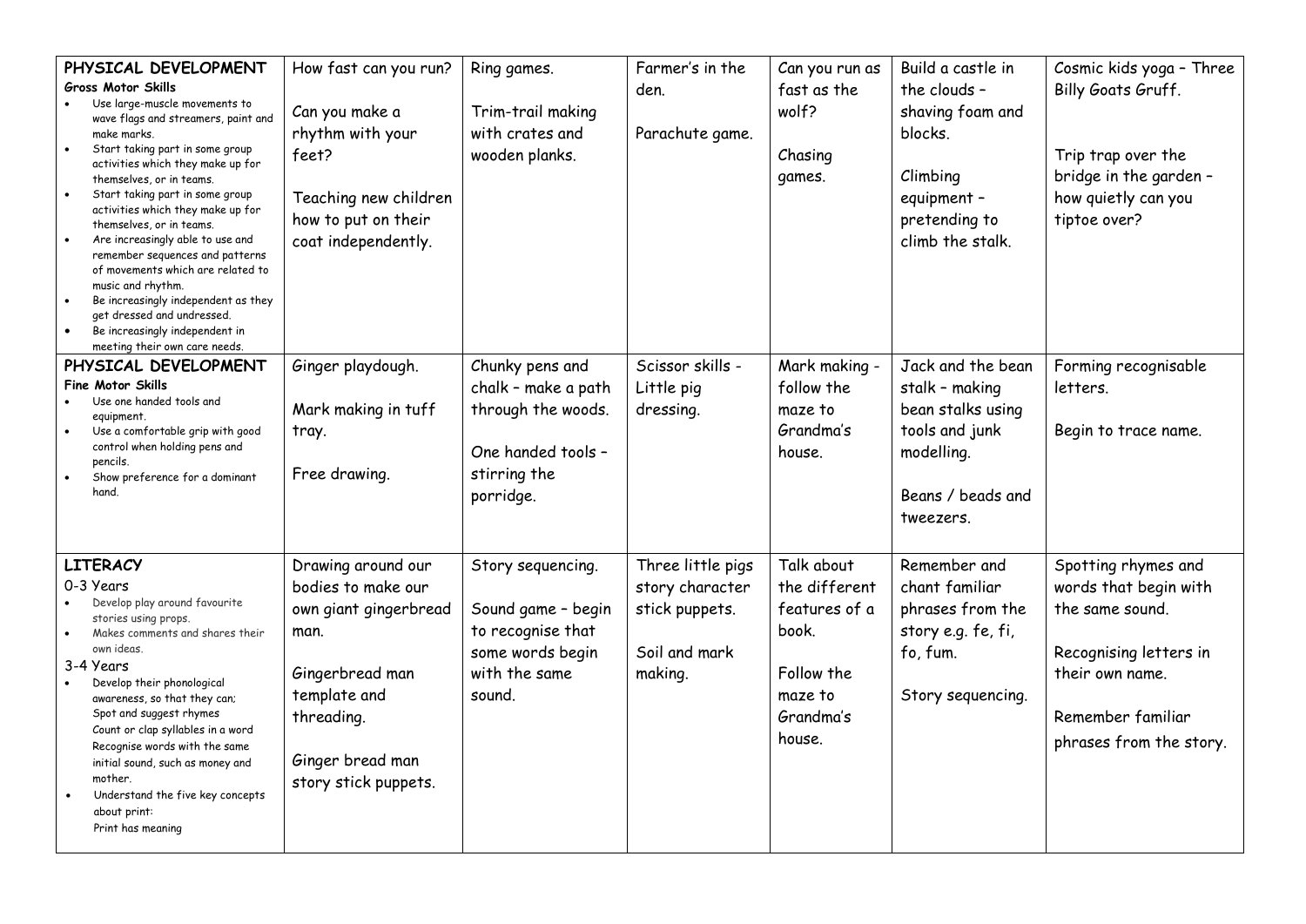| **PHYSICAL DEVELOPMENT**<br>**Gross Motor Skills**<br>• Use large-muscle movements to wave flags and streamers, paint and make marks.<br>• Start taking part in some group activities which they make up for themselves, or in teams.<br>• Start taking part in some group activities which they make up for themselves, or in teams.<br>• Are increasingly able to use and remember sequences and patterns of movements which are related to music and rhythm.<br>• Be increasingly independent as they get dressed and undressed.<br>• Be increasingly independent in meeting their own care needs. | How fast can you run?<br><br>Can you make a rhythm with your feet?<br><br>Teaching new children how to put on their coat independently. | Ring games.<br><br>Trim-trail making with crates and wooden planks. | Farmer's in the den.<br><br>Parachute game. | Can you run as fast as the wolf?<br><br>Chasing games. | Build a castle in the clouds – shaving foam and blocks.<br><br>Climbing equipment – pretending to climb the stalk. | Cosmic kids yoga – Three Billy Goats Gruff.<br><br>Trip trap over the bridge in the garden – how quietly can you tiptoe over? |
|---|---|---|---|---|---|---|
| **PHYSICAL DEVELOPMENT**<br>**Fine Motor Skills**<br>• Use one handed tools and equipment.<br>• Use a comfortable grip with good control when holding pens and pencils.<br>• Show preference for a dominant hand. | Ginger playdough.<br><br>Mark making in tuff tray.<br><br>Free drawing. | Chunky pens and chalk – make a path through the woods.<br><br>One handed tools – stirring the porridge. | Scissor skills - Little pig dressing. | Mark making - follow the maze to Grandma's house. | Jack and the bean stalk – making bean stalks using tools and junk modelling.<br><br>Beans / beads and tweezers. | Forming recognisable letters.<br><br>Begin to trace name. |
| **LITERACY**<br>0-3 Years<br>• Develop play around favourite stories using props.<br>• Makes comments and shares their own ideas.<br>3-4 Years<br>• Develop their phonological awareness, so that they can;<br>Spot and suggest rhymes<br>Count or clap syllables in a word<br>Recognise words with the same initial sound, such as money and mother.<br>• Understand the five key concepts about print:<br>Print has meaning | Drawing around our bodies to make our own giant gingerbread man.<br><br>Gingerbread man template and threading.<br><br>Ginger bread man story stick puppets. | Story sequencing.<br><br>Sound game – begin to recognise that some words begin with the same sound. | Three little pigs story character stick puppets.<br><br>Soil and mark making. | Talk about the different features of a book.<br><br>Follow the maze to Grandma's house. | Remember and chant familiar phrases from the story e.g. fe, fi, fo, fum.<br><br>Story sequencing. | Spotting rhymes and words that begin with the same sound.<br><br>Recognising letters in their own name.<br><br>Remember familiar phrases from the story. |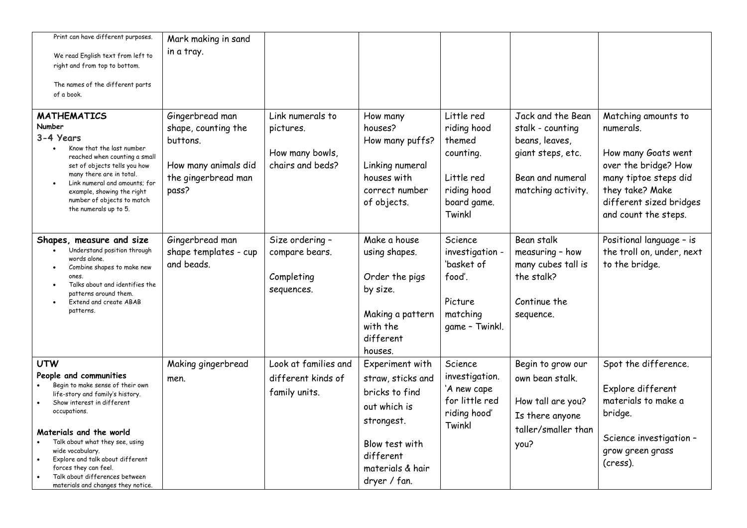| | | | | | | |
|---|---|---|---|---|---|---|
| Print can have different purposes.<br><br>We read English text from left to right and from top to bottom.<br><br>The names of the different parts of a book. | Mark making in sand in a tray. | | | | | |
| **MATHEMATICS**<br>**Number**<br>**3-4 Years**<br>• Know that the last number reached when counting a small set of objects tells you how many there are in total.<br>• Link numeral and amounts; for example, showing the right number of objects to match the numerals up to 5. | Gingerbread man shape, counting the buttons.<br><br>How many animals did the gingerbread man pass? | Link numerals to pictures.<br><br>How many bowls, chairs and beds? | How many houses?<br>How many puffs?<br><br>Linking numeral houses with correct number of objects. | Little red riding hood themed counting.<br><br>Little red riding hood board game. Twinkl | Jack and the Bean stalk - counting beans, leaves, giant steps, etc.<br><br>Bean and numeral matching activity. | Matching amounts to numerals.<br><br>How many Goats went over the bridge? How many tiptoe steps did they take? Make different sized bridges and count the steps. |
| **Shapes, measure and size**<br>• Understand position through words alone.<br>• Combine shapes to make new ones.<br>• Talks about and identifies the patterns around them.<br>• Extend and create ABAB patterns. | Gingerbread man shape templates - cup and beads. | Size ordering – compare bears.<br><br>Completing sequences. | Make a house using shapes.<br><br>Order the pigs by size.<br><br>Making a pattern with the different houses. | Science investigation - 'basket of food'.<br><br>Picture matching game – Twinkl. | Bean stalk measuring – how many cubes tall is the stalk?<br><br>Continue the sequence. | Positional language – is the troll on, under, next to the bridge. |
| **UTW**<br>**People and communities**<br>• Begin to make sense of their own life-story and family's history.<br>• Show interest in different occupations.<br><br>**Materials and the world**<br>• Talk about what they see, using wide vocabulary.<br>• Explore and talk about different forces they can feel.<br>• Talk about differences between materials and changes they notice. | Making gingerbread men. | Look at families and different kinds of family units. | Experiment with straw, sticks and bricks to find out which is strongest.<br><br>Blow test with different materials & hair dryer / fan. | Science investigation. 'A new cape for little red riding hood' Twinkl | Begin to grow our own bean stalk.<br><br>How tall are you? Is there anyone taller/smaller than you? | Spot the difference.<br><br>Explore different materials to make a bridge.<br><br>Science investigation – grow green grass (cress). |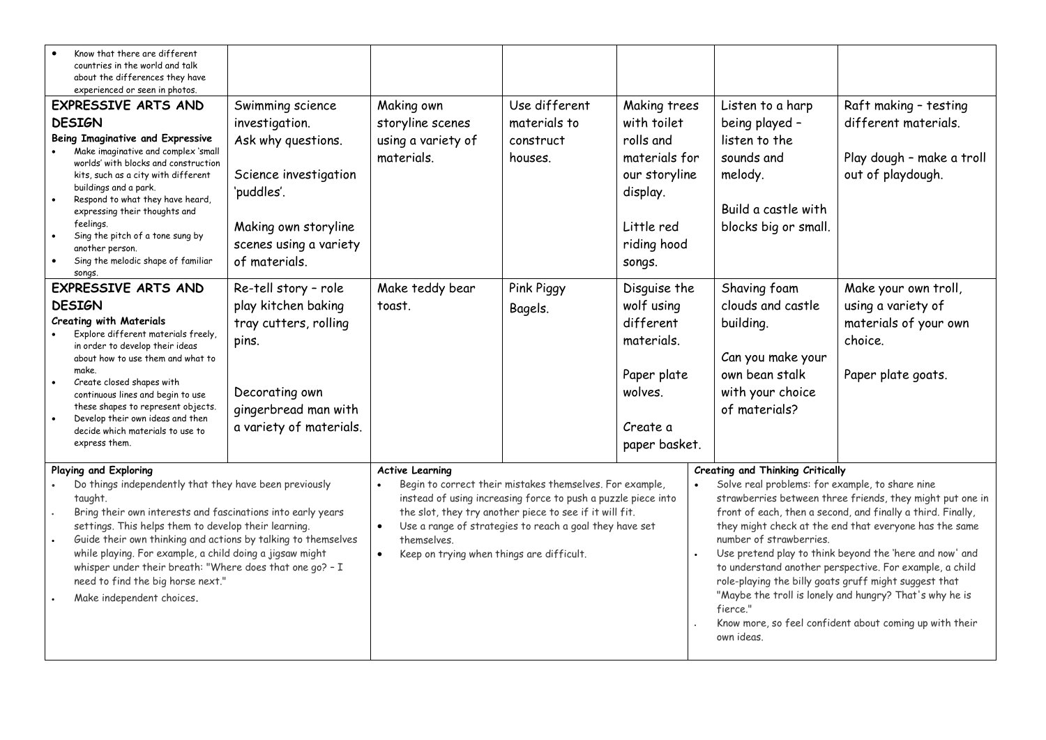| | | | | | | |
|---|---|---|---|---|---|---|
| • Know that there are different countries in the world and talk about the differences they have experienced or seen in photos. | | | | | | |
| **EXPRESSIVE ARTS AND DESIGN**<br>**Being Imaginative and Expressive**<br>• Make imaginative and complex 'small worlds' with blocks and construction kits, such as a city with different buildings and a park.<br>• Respond to what they have heard, expressing their thoughts and feelings.<br>• Sing the pitch of a tone sung by another person.<br>• Sing the melodic shape of familiar songs. | Swimming science investigation.<br>Ask why questions.<br><br>Science investigation 'puddles'.<br><br>Making own storyline scenes using a variety of materials. | Making own storyline scenes using a variety of materials. | Use different materials to construct houses. | Making trees with toilet rolls and materials for our storyline display.<br><br>Little red riding hood songs. | Listen to a harp being played – listen to the sounds and melody.<br><br>Build a castle with blocks big or small. | Raft making – testing different materials.<br><br>Play dough – make a troll out of playdough. |
| **EXPRESSIVE ARTS AND DESIGN**<br>**Creating with Materials**<br>• Explore different materials freely, in order to develop their ideas about how to use them and what to make.<br>• Create closed shapes with continuous lines and begin to use these shapes to represent objects.<br>• Develop their own ideas and then decide which materials to use to express them. | Re-tell story – role play kitchen baking tray cutters, rolling pins.<br><br>Decorating own gingerbread man with a variety of materials. | Make teddy bear toast. | Pink Piggy Bagels. | Disguise the wolf using different materials.<br><br>Paper plate wolves.<br><br>Create a paper basket. | Shaving foam clouds and castle building.<br><br>Can you make your own bean stalk with your choice of materials? | Make your own troll, using a variety of materials of your own choice.<br><br>Paper plate goats. |

| | | |
|---|---|---|
| **Playing and Exploring**<br>• Do things independently that they have been previously taught.<br>• Bring their own interests and fascinations into early years settings. This helps them to develop their learning.<br>• Guide their own thinking and actions by talking to themselves while playing. For example, a child doing a jigsaw might whisper under their breath: "Where does that one go? – I need to find the big horse next."<br>• Make independent choices. | **Active Learning**<br>• Begin to correct their mistakes themselves. For example, instead of using increasing force to push a puzzle piece into the slot, they try another piece to see if it will fit.<br>• Use a range of strategies to reach a goal they have set themselves.<br>• Keep on trying when things are difficult. | **Creating and Thinking Critically**<br>• Solve real problems: for example, to share nine strawberries between three friends, they might put one in front of each, then a second, and finally a third. Finally, they might check at the end that everyone has the same number of strawberries.<br>• Use pretend play to think beyond the 'here and now' and to understand another perspective. For example, a child role-playing the billy goats gruff might suggest that "Maybe the troll is lonely and hungry? That's why he is fierce."<br>• Know more, so feel confident about coming up with their own ideas. |